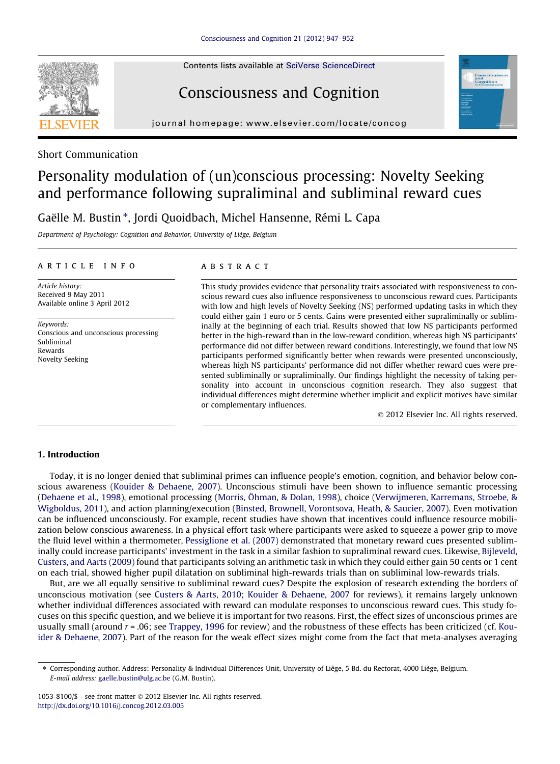Short Communication

# Personality modulation of (un)conscious processing: Novelty Seeking and performance following supraliminal and subliminal reward cues

Gaëlle M. Bustin *, Jordi Quoidbach, Michel Hansenne, Rémi L. Capa

*Department of Psychology: Cognition and Behavior, University of Liège, Belgium*

## ARTICLE INFO

*Article history:*
Received 9 May 2011
Available online 3 April 2012

*Keywords:*
Conscious and unconscious processing
Subliminal
Rewards
Novelty Seeking

## ABSTRACT

This study provides evidence that personality traits associated with responsiveness to conscious reward cues also influence responsiveness to unconscious reward cues. Participants with low and high levels of Novelty Seeking (NS) performed updating tasks in which they could either gain 1 euro or 5 cents. Gains were presented either supraliminally or subliminally at the beginning of each trial. Results showed that low NS participants performed better in the high-reward than in the low-reward condition, whereas high NS participants' performance did not differ between reward conditions. Interestingly, we found that low NS participants performed significantly better when rewards were presented unconsciously, whereas high NS participants' performance did not differ whether reward cues were presented subliminally or supraliminally. Our findings highlight the necessity of taking personality into account in unconscious cognition research. They also suggest that individual differences might determine whether implicit and explicit motives have similar or complementary influences.

© 2012 Elsevier Inc. All rights reserved.

## 1. Introduction

Today, it is no longer denied that subliminal primes can influence people's emotion, cognition, and behavior below conscious awareness (Kouider & Dehaene, 2007). Unconscious stimuli have been shown to influence semantic processing (Dehaene et al., 1998), emotional processing (Morris, Öhman, & Dolan, 1998), choice (Verwijmeren, Karremans, Stroebe, & Wigboldus, 2011), and action planning/execution (Binsted, Brownell, Vorontsova, Heath, & Saucier, 2007). Even motivation can be influenced unconsciously. For example, recent studies have shown that incentives could influence resource mobilization below conscious awareness. In a physical effort task where participants were asked to squeeze a power grip to move the fluid level within a thermometer, Pessiglione et al. (2007) demonstrated that monetary reward cues presented subliminally could increase participants' investment in the task in a similar fashion to supraliminal reward cues. Likewise, Bijleveld, Custers, and Aarts (2009) found that participants solving an arithmetic task in which they could either gain 50 cents or 1 cent on each trial, showed higher pupil dilatation on subliminal high-rewards trials than on subliminal low-rewards trials.

But, are we all equally sensitive to subliminal reward cues? Despite the explosion of research extending the borders of unconscious motivation (see Custers & Aarts, 2010; Kouider & Dehaene, 2007 for reviews), it remains largely unknown whether individual differences associated with reward can modulate responses to unconscious reward cues. This study focuses on this specific question, and we believe it is important for two reasons. First, the effect sizes of unconscious primes are usually small (around $r = .06$; see Trappey, 1996 for review) and the robustness of these effects has been criticized (cf. Kouider & Dehaene, 2007). Part of the reason for the weak effect sizes might come from the fact that meta-analyses averaging

* Corresponding author. Address: Personality & Individual Differences Unit, University of Liège, 5 Bd. du Rectorat, 4000 Liège, Belgium.
*E-mail address:* gaelle.bustin@ulg.ac.be (G.M. Bustin).

1053-8100/$ - see front matter © 2012 Elsevier Inc. All rights reserved.
http://dx.doi.org/10.1016/j.concog.2012.03.005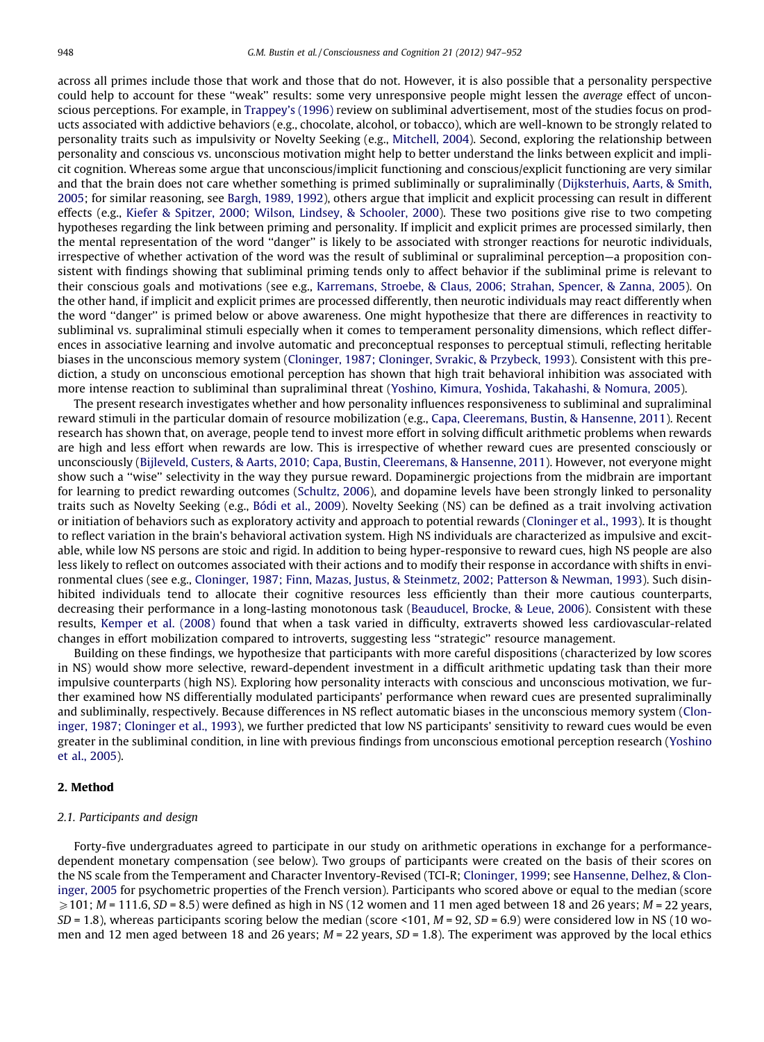across all primes include those that work and those that do not. However, it is also possible that a personality perspective could help to account for these "weak" results: some very unresponsive people might lessen the *average* effect of unconscious perceptions. For example, in Trappey's (1996) review on subliminal advertisement, most of the studies focus on products associated with addictive behaviors (e.g., chocolate, alcohol, or tobacco), which are well-known to be strongly related to personality traits such as impulsivity or Novelty Seeking (e.g., Mitchell, 2004). Second, exploring the relationship between personality and conscious vs. unconscious motivation might help to better understand the links between explicit and implicit cognition. Whereas some argue that unconscious/implicit functioning and conscious/explicit functioning are very similar and that the brain does not care whether something is primed subliminally or supraliminally (Dijksterhuis, Aarts, & Smith, 2005; for similar reasoning, see Bargh, 1989, 1992), others argue that implicit and explicit processing can result in different effects (e.g., Kiefer & Spitzer, 2000; Wilson, Lindsey, & Schooler, 2000). These two positions give rise to two competing hypotheses regarding the link between priming and personality. If implicit and explicit primes are processed similarly, then the mental representation of the word "danger" is likely to be associated with stronger reactions for neurotic individuals, irrespective of whether activation of the word was the result of subliminal or supraliminal perception—a proposition consistent with findings showing that subliminal priming tends only to affect behavior if the subliminal prime is relevant to their conscious goals and motivations (see e.g., Karremans, Stroebe, & Claus, 2006; Strahan, Spencer, & Zanna, 2005). On the other hand, if implicit and explicit primes are processed differently, then neurotic individuals may react differently when the word "danger" is primed below or above awareness. One might hypothesize that there are differences in reactivity to subliminal vs. supraliminal stimuli especially when it comes to temperament personality dimensions, which reflect differences in associative learning and involve automatic and preconceptual responses to perceptual stimuli, reflecting heritable biases in the unconscious memory system (Cloninger, 1987; Cloninger, Svrakic, & Przybeck, 1993). Consistent with this prediction, a study on unconscious emotional perception has shown that high trait behavioral inhibition was associated with more intense reaction to subliminal than supraliminal threat (Yoshino, Kimura, Yoshida, Takahashi, & Nomura, 2005).

The present research investigates whether and how personality influences responsiveness to subliminal and supraliminal reward stimuli in the particular domain of resource mobilization (e.g., Capa, Cleeremans, Bustin, & Hansenne, 2011). Recent research has shown that, on average, people tend to invest more effort in solving difficult arithmetic problems when rewards are high and less effort when rewards are low. This is irrespective of whether reward cues are presented consciously or unconsciously (Bijleveld, Custers, & Aarts, 2010; Capa, Bustin, Cleeremans, & Hansenne, 2011). However, not everyone might show such a "wise" selectivity in the way they pursue reward. Dopaminergic projections from the midbrain are important for learning to predict rewarding outcomes (Schultz, 2006), and dopamine levels have been strongly linked to personality traits such as Novelty Seeking (e.g., Bódi et al., 2009). Novelty Seeking (NS) can be defined as a trait involving activation or initiation of behaviors such as exploratory activity and approach to potential rewards (Cloninger et al., 1993). It is thought to reflect variation in the brain's behavioral activation system. High NS individuals are characterized as impulsive and excitable, while low NS persons are stoic and rigid. In addition to being hyper-responsive to reward cues, high NS people are also less likely to reflect on outcomes associated with their actions and to modify their response in accordance with shifts in environmental clues (see e.g., Cloninger, 1987; Finn, Mazas, Justus, & Steinmetz, 2002; Patterson & Newman, 1993). Such disinhibited individuals tend to allocate their cognitive resources less efficiently than their more cautious counterparts, decreasing their performance in a long-lasting monotonous task (Beauducel, Brocke, & Leue, 2006). Consistent with these results, Kemper et al. (2008) found that when a task varied in difficulty, extraverts showed less cardiovascular-related changes in effort mobilization compared to introverts, suggesting less "strategic" resource management.

Building on these findings, we hypothesize that participants with more careful dispositions (characterized by low scores in NS) would show more selective, reward-dependent investment in a difficult arithmetic updating task than their more impulsive counterparts (high NS). Exploring how personality interacts with conscious and unconscious motivation, we further examined how NS differentially modulated participants' performance when reward cues are presented supraliminally and subliminally, respectively. Because differences in NS reflect automatic biases in the unconscious memory system (Cloninger, 1987; Cloninger et al., 1993), we further predicted that low NS participants' sensitivity to reward cues would be even greater in the subliminal condition, in line with previous findings from unconscious emotional perception research (Yoshino et al., 2005).

## 2. Method

### 2.1. Participants and design

Forty-five undergraduates agreed to participate in our study on arithmetic operations in exchange for a performance-dependent monetary compensation (see below). Two groups of participants were created on the basis of their scores on the NS scale from the Temperament and Character Inventory-Revised (TCI-R; Cloninger, 1999; see Hansenne, Delhez, & Cloninger, 2005 for psychometric properties of the French version). Participants who scored above or equal to the median (score $\geqslant 101$; $M = 111.6$, $SD = 8.5$) were defined as high in NS (12 women and 11 men aged between 18 and 26 years; $M = 22$ years, $SD = 1.8$), whereas participants scoring below the median (score $<101$, $M = 92$, $SD = 6.9$) were considered low in NS (10 women and 12 men aged between 18 and 26 years; $M = 22$ years, $SD = 1.8$). The experiment was approved by the local ethics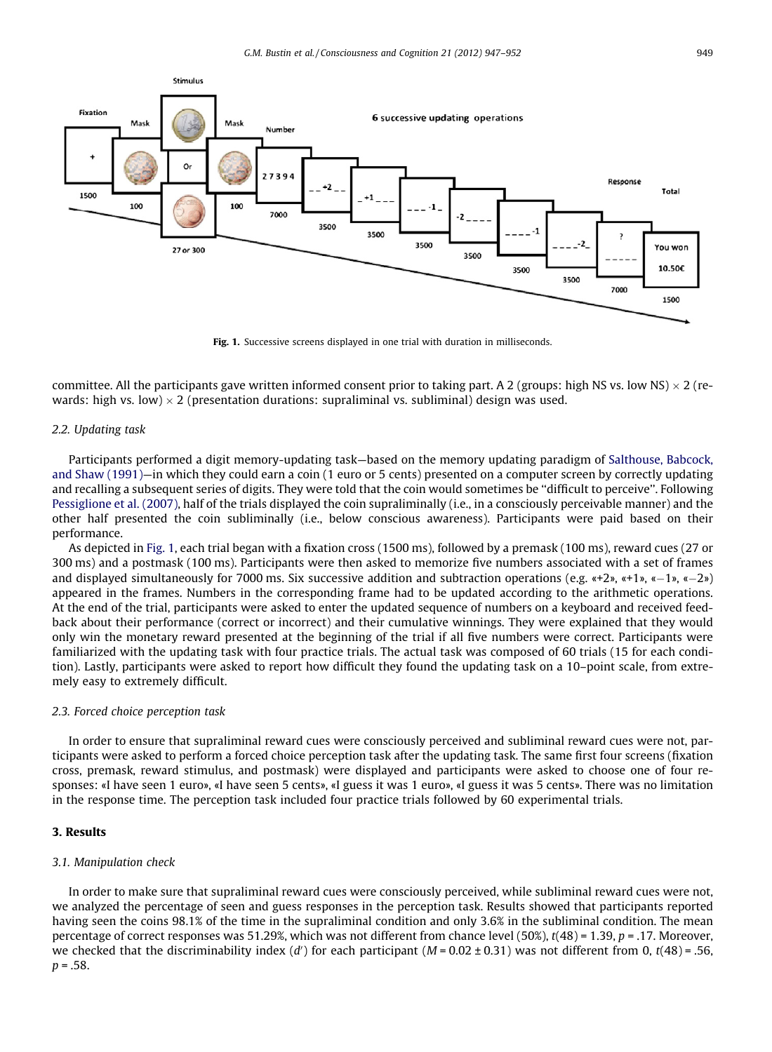Fig. 1. Successive screens displayed in one trial with duration in milliseconds.

committee. All the participants gave written informed consent prior to taking part. A 2 (groups: high NS vs. low NS) × 2 (rewards: high vs. low) × 2 (presentation durations: supraliminal vs. subliminal) design was used.

### 2.2. Updating task

Participants performed a digit memory-updating task—based on the memory updating paradigm of Salthouse, Babcock, and Shaw (1991)—in which they could earn a coin (1 euro or 5 cents) presented on a computer screen by correctly updating and recalling a subsequent series of digits. They were told that the coin would sometimes be "difficult to perceive". Following Pessiglione et al. (2007), half of the trials displayed the coin supraliminally (i.e., in a consciously perceivable manner) and the other half presented the coin subliminally (i.e., below conscious awareness). Participants were paid based on their performance.

As depicted in Fig. 1, each trial began with a fixation cross (1500 ms), followed by a premask (100 ms), reward cues (27 or 300 ms) and a postmask (100 ms). Participants were then asked to memorize five numbers associated with a set of frames and displayed simultaneously for 7000 ms. Six successive addition and subtraction operations (e.g. «+2», «+1», «−1», «−2») appeared in the frames. Numbers in the corresponding frame had to be updated according to the arithmetic operations. At the end of the trial, participants were asked to enter the updated sequence of numbers on a keyboard and received feedback about their performance (correct or incorrect) and their cumulative winnings. They were explained that they would only win the monetary reward presented at the beginning of the trial if all five numbers were correct. Participants were familiarized with the updating task with four practice trials. The actual task was composed of 60 trials (15 for each condition). Lastly, participants were asked to report how difficult they found the updating task on a 10–point scale, from extremely easy to extremely difficult.

### 2.3. Forced choice perception task

In order to ensure that supraliminal reward cues were consciously perceived and subliminal reward cues were not, participants were asked to perform a forced choice perception task after the updating task. The same first four screens (fixation cross, premask, reward stimulus, and postmask) were displayed and participants were asked to choose one of four responses: «I have seen 1 euro», «I have seen 5 cents», «I guess it was 1 euro», «I guess it was 5 cents». There was no limitation in the response time. The perception task included four practice trials followed by 60 experimental trials.

## 3. Results

### 3.1. Manipulation check

In order to make sure that supraliminal reward cues were consciously perceived, while subliminal reward cues were not, we analyzed the percentage of seen and guess responses in the perception task. Results showed that participants reported having seen the coins 98.1% of the time in the supraliminal condition and only 3.6% in the subliminal condition. The mean percentage of correct responses was 51.29%, which was not different from chance level (50%), $t(48) = 1.39$, $p = .17$. Moreover, we checked that the discriminability index ($d'$) for each participant ($M = 0.02 \pm 0.31$) was not different from 0, $t(48) = .56$, $p = .58$.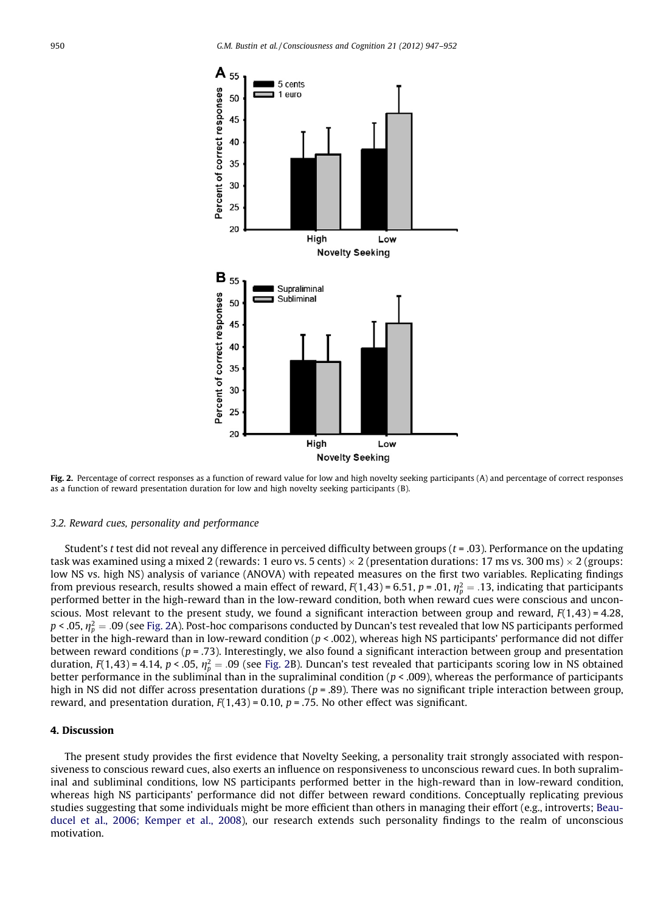Fig. 2. Percentage of correct responses as a function of reward value for low and high novelty seeking participants (A) and percentage of correct responses as a function of reward presentation duration for low and high novelty seeking participants (B).

### 3.2. Reward cues, personality and performance

Student's *t* test did not reveal any difference in perceived difficulty between groups ($t = .03$). Performance on the updating task was examined using a mixed 2 (rewards: 1 euro vs. 5 cents) × 2 (presentation durations: 17 ms vs. 300 ms) × 2 (groups: low NS vs. high NS) analysis of variance (ANOVA) with repeated measures on the first two variables. Replicating findings from previous research, results showed a main effect of reward, $F(1,43) = 6.51$, $p = .01$, $\eta_p^2 = .13$, indicating that participants performed better in the high-reward than in the low-reward condition, both when reward cues were conscious and unconscious. Most relevant to the present study, we found a significant interaction between group and reward, $F(1,43) = 4.28$, $p < .05$, $\eta_p^2 = .09$ (see Fig. 2A). Post-hoc comparisons conducted by Duncan's test revealed that low NS participants performed better in the high-reward than in low-reward condition ($p < .002$), whereas high NS participants' performance did not differ between reward conditions ($p = .73$). Interestingly, we also found a significant interaction between group and presentation duration, $F(1,43) = 4.14$, $p < .05$, $\eta_p^2 = .09$ (see Fig. 2B). Duncan's test revealed that participants scoring low in NS obtained better performance in the subliminal than in the supraliminal condition ($p < .009$), whereas the performance of participants high in NS did not differ across presentation durations ($p = .89$). There was no significant triple interaction between group, reward, and presentation duration, $F(1,43) = 0.10$, $p = .75$. No other effect was significant.

## 4. Discussion

The present study provides the first evidence that Novelty Seeking, a personality trait strongly associated with responsiveness to conscious reward cues, also exerts an influence on responsiveness to unconscious reward cues. In both supraliminal and subliminal conditions, low NS participants performed better in the high-reward than in low-reward condition, whereas high NS participants' performance did not differ between reward conditions. Conceptually replicating previous studies suggesting that some individuals might be more efficient than others in managing their effort (e.g., introverts; Beauducel et al., 2006; Kemper et al., 2008), our research extends such personality findings to the realm of unconscious motivation.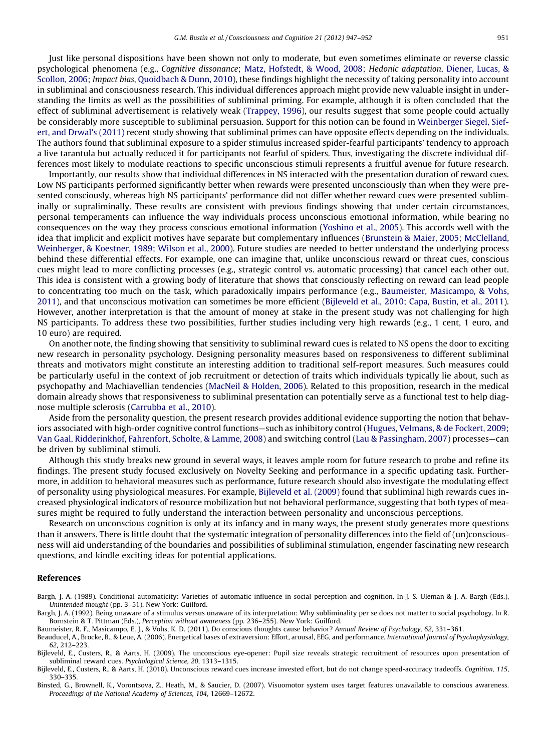Just like personal dispositions have been shown not only to moderate, but even sometimes eliminate or reverse classic psychological phenomena (e.g., *Cognitive dissonance*; Matz, Hofstedt, & Wood, 2008; *Hedonic adaptation*, Diener, Lucas, & Scollon, 2006; *Impact bias*, Quoidbach & Dunn, 2010), these findings highlight the necessity of taking personality into account in subliminal and consciousness research. This individual differences approach might provide new valuable insight in understanding the limits as well as the possibilities of subliminal priming. For example, although it is often concluded that the effect of subliminal advertisement is relatively weak (Trappey, 1996), our results suggest that some people could actually be considerably more susceptible to subliminal persuasion. Support for this notion can be found in Weinberger Siegel, Siefert, and Drwal's (2011) recent study showing that subliminal primes can have opposite effects depending on the individuals. The authors found that subliminal exposure to a spider stimulus increased spider-fearful participants' tendency to approach a live tarantula but actually reduced it for participants not fearful of spiders. Thus, investigating the discrete individual differences most likely to modulate reactions to specific unconscious stimuli represents a fruitful avenue for future research.

Importantly, our results show that individual differences in NS interacted with the presentation duration of reward cues. Low NS participants performed significantly better when rewards were presented unconsciously than when they were presented consciously, whereas high NS participants' performance did not differ whether reward cues were presented subliminally or supraliminally. These results are consistent with previous findings showing that under certain circumstances, personal temperaments can influence the way individuals process unconscious emotional information, while bearing no consequences on the way they process conscious emotional information (Yoshino et al., 2005). This accords well with the idea that implicit and explicit motives have separate but complementary influences (Brunstein & Maier, 2005; McClelland, Weinberger, & Koestner, 1989; Wilson et al., 2000). Future studies are needed to better understand the underlying process behind these differential effects. For example, one can imagine that, unlike unconscious reward or threat cues, conscious cues might lead to more conflicting processes (e.g., strategic control vs. automatic processing) that cancel each other out. This idea is consistent with a growing body of literature that shows that consciously reflecting on reward can lead people to concentrating too much on the task, which paradoxically impairs performance (e.g., Baumeister, Masicampo, & Vohs, 2011), and that unconscious motivation can sometimes be more efficient (Bijleveld et al., 2010; Capa, Bustin, et al., 2011). However, another interpretation is that the amount of money at stake in the present study was not challenging for high NS participants. To address these two possibilities, further studies including very high rewards (e.g., 1 cent, 1 euro, and 10 euro) are required.

On another note, the finding showing that sensitivity to subliminal reward cues is related to NS opens the door to exciting new research in personality psychology. Designing personality measures based on responsiveness to different subliminal threats and motivators might constitute an interesting addition to traditional self-report measures. Such measures could be particularly useful in the context of job recruitment or detection of traits which individuals typically lie about, such as psychopathy and Machiavellian tendencies (MacNeil & Holden, 2006). Related to this proposition, research in the medical domain already shows that responsiveness to subliminal presentation can potentially serve as a functional test to help diagnose multiple sclerosis (Carrubba et al., 2010).

Aside from the personality question, the present research provides additional evidence supporting the notion that behaviors associated with high-order cognitive control functions—such as inhibitory control (Hugues, Velmans, & de Fockert, 2009; Van Gaal, Ridderinkhof, Fahrenfort, Scholte, & Lamme, 2008) and switching control (Lau & Passingham, 2007) processes—can be driven by subliminal stimuli.

Although this study breaks new ground in several ways, it leaves ample room for future research to probe and refine its findings. The present study focused exclusively on Novelty Seeking and performance in a specific updating task. Furthermore, in addition to behavioral measures such as performance, future research should also investigate the modulating effect of personality using physiological measures. For example, Bijleveld et al. (2009) found that subliminal high rewards cues increased physiological indicators of resource mobilization but not behavioral performance, suggesting that both types of measures might be required to fully understand the interaction between personality and unconscious perceptions.

Research on unconscious cognition is only at its infancy and in many ways, the present study generates more questions than it answers. There is little doubt that the systematic integration of personality differences into the field of (un)consciousness will aid understanding of the boundaries and possibilities of subliminal stimulation, engender fascinating new research questions, and kindle exciting ideas for potential applications.

## References

Bargh, J. A. (1989). Conditional automaticity: Varieties of automatic influence in social perception and cognition. In J. S. Uleman & J. A. Bargh (Eds.), *Unintended thought* (pp. 3–51). New York: Guilford.

Bargh, J. A. (1992). Being unaware of a stimulus versus unaware of its interpretation: Why subliminality per se does not matter to social psychology. In R. Bornstein & T. Pittman (Eds.), *Perception without awareness* (pp. 236–255). New York: Guilford.

Baumeister, R. F., Masicampo, E. J., & Vohs, K. D. (2011). Do conscious thoughts cause behavior? *Annual Review of Psychology, 62*, 331–361.

Beauducel, A., Brocke, B., & Leue, A. (2006). Energetical bases of extraversion: Effort, arousal, EEG, and performance. *International Journal of Psychophysiology, 62*, 212–223.

Bijleveld, E., Custers, R., & Aarts, H. (2009). The unconscious eye-opener: Pupil size reveals strategic recruitment of resources upon presentation of subliminal reward cues. *Psychological Science, 20*, 1313–1315.

Bijleveld, E., Custers, R., & Aarts, H. (2010). Unconscious reward cues increase invested effort, but do not change speed-accuracy tradeoffs. *Cognition, 115*, 330–335.

Binsted, G., Brownell, K., Vorontsova, Z., Heath, M., & Saucier, D. (2007). Visuomotor system uses target features unavailable to conscious awareness. *Proceedings of the National Academy of Sciences, 104*, 12669–12672.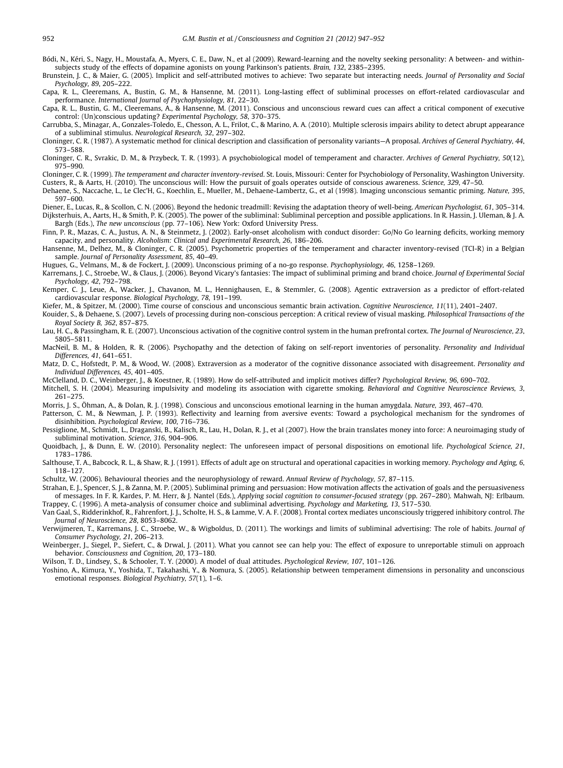Bódi, N., Kéri, S., Nagy, H., Moustafa, A., Myers, C. E., Daw, N., et al (2009). Reward-learning and the novelty seeking personality: A between- and within-subjects study of the effects of dopamine agonists on young Parkinson's patients. *Brain, 132*, 2385–2395.

Brunstein, J. C., & Maier, G. (2005). Implicit and self-attributed motives to achieve: Two separate but interacting needs. *Journal of Personality and Social Psychology, 89*, 205–222.

Capa, R. L., Cleeremans, A., Bustin, G. M., & Hansenne, M. (2011). Long-lasting effect of subliminal processes on effort-related cardiovascular and performance. *International Journal of Psychophysiology, 81*, 22–30.

Capa, R. L., Bustin, G. M., Cleeremans, A., & Hansenne, M. (2011). Conscious and unconscious reward cues can affect a critical component of executive control: (Un)conscious updating? *Experimental Psychology, 58*, 370–375.

Carrubba, S., Minagar, A., Gonzales-Toledo, E., Chesson, A. L., Frilot, C., & Marino, A. A. (2010). Multiple sclerosis impairs ability to detect abrupt appearance of a subliminal stimulus. *Neurological Research, 32*, 297–302.

Cloninger, C. R. (1987). A systematic method for clinical description and classification of personality variants—A proposal. *Archives of General Psychiatry, 44*, 573–588.

Cloninger, C. R., Svrakic, D. M., & Przybeck, T. R. (1993). A psychobiological model of temperament and character. *Archives of General Psychiatry, 50*(12), 975–990.

Cloninger, C. R. (1999). *The temperament and character inventory-revised*. St. Louis, Missouri: Center for Psychobiology of Personality, Washington University.

Custers, R., & Aarts, H. (2010). The unconscious will: How the pursuit of goals operates outside of conscious awareness. *Science, 329*, 47–50.

Dehaene, S., Naccache, L., Le Clec'H, G., Koechlin, E., Mueller, M., Dehaene-Lambertz, G., et al (1998). Imaging unconscious semantic priming. *Nature, 395*, 597–600.

Diener, E., Lucas, R., & Scollon, C. N. (2006). Beyond the hedonic treadmill: Revising the adaptation theory of well-being. *American Psychologist, 61*, 305–314.

Dijksterhuis, A., Aarts, H., & Smith, P. K. (2005). The power of the subliminal: Subliminal perception and possible applications. In R. Hassin, J. Uleman, & J. A. Bargh (Eds.), *The new unconscious* (pp. 77–106). New York: Oxford University Press.

Finn, P. R., Mazas, C. A., Justus, A. N., & Steinmetz, J. (2002). Early-onset alcoholism with conduct disorder: Go/No Go learning deficits, working memory capacity, and personality. *Alcoholism: Clinical and Experimental Research, 26*, 186–206.

Hansenne, M., Delhez, M., & Cloninger, C. R. (2005). Psychometric properties of the temperament and character inventory-revised (TCI-R) in a Belgian sample. *Journal of Personality Assessment, 85*, 40–49.

Hugues, G., Velmans, M., & de Fockert, J. (2009). Unconscious priming of a no-go response. *Psychophysiology, 46*, 1258–1269.

Karremans, J. C., Stroebe, W., & Claus, J. (2006). Beyond Vicary's fantasies: The impact of subliminal priming and brand choice. *Journal of Experimental Social Psychology, 42*, 792–798.

Kemper, C. J., Leue, A., Wacker, J., Chavanon, M. L., Hennighausen, E., & Stemmler, G. (2008). Agentic extraversion as a predictor of effort-related cardiovascular response. *Biological Psychology, 78*, 191–199.

Kiefer, M., & Spitzer, M. (2000). Time course of conscious and unconscious semantic brain activation. *Cognitive Neuroscience, 11*(11), 2401–2407.

Kouider, S., & Dehaene, S. (2007). Levels of processing during non-conscious perception: A critical review of visual masking. *Philosophical Transactions of the Royal Society B, 362*, 857–875.

Lau, H. C., & Passingham, R. E. (2007). Unconscious activation of the cognitive control system in the human prefrontal cortex. *The Journal of Neuroscience, 23*, 5805–5811.

MacNeil, B. M., & Holden, R. R. (2006). Psychopathy and the detection of faking on self-report inventories of personality. *Personality and Individual Differences, 41*, 641–651.

Matz, D. C., Hofstedt, P. M., & Wood, W. (2008). Extraversion as a moderator of the cognitive dissonance associated with disagreement. *Personality and Individual Differences, 45*, 401–405.

McClelland, D. C., Weinberger, J., & Koestner, R. (1989). How do self-attributed and implicit motives differ? *Psychological Review, 96*, 690–702.

Mitchell, S. H. (2004). Measuring impulsivity and modeling its association with cigarette smoking. *Behavioral and Cognitive Neuroscience Reviews, 3*, 261–275.

Morris, J. S., Öhman, A., & Dolan, R. J. (1998). Conscious and unconscious emotional learning in the human amygdala. *Nature, 393*, 467–470.

Patterson, C. M., & Newman, J. P. (1993). Reflectivity and learning from aversive events: Toward a psychological mechanism for the syndromes of disinhibition. *Psychological Review, 100*, 716–736.

Pessiglione, M., Schmidt, L., Draganski, B., Kalisch, R., Lau, H., Dolan, R. J., et al (2007). How the brain translates money into force: A neuroimaging study of subliminal motivation. *Science, 316*, 904–906.

Quoidbach, J., & Dunn, E. W. (2010). Personality neglect: The unforeseen impact of personal dispositions on emotional life. *Psychological Science, 21*, 1783–1786.

Salthouse, T. A., Babcock, R. L., & Shaw, R. J. (1991). Effects of adult age on structural and operational capacities in working memory. *Psychology and Aging, 6*, 118–127.

Schultz, W. (2006). Behavioural theories and the neurophysiology of reward. *Annual Review of Psychology, 57*, 87–115.

Strahan, E. J., Spencer, S. J., & Zanna, M. P. (2005). Subliminal priming and persuasion: How motivation affects the activation of goals and the persuasiveness of messages. In F. R. Kardes, P. M. Herr, & J. Nantel (Eds.), *Applying social cognition to consumer-focused strategy* (pp. 267–280). Mahwah, NJ: Erlbaum.

Trappey, C. (1996). A meta-analysis of consumer choice and subliminal advertising. *Psychology and Marketing, 13*, 517–530.

Van Gaal, S., Ridderinkhof, R., Fahrenfort, J. J., Scholte, H. S., & Lamme, V. A. F. (2008). Frontal cortex mediates unconsciously triggered inhibitory control. *The Journal of Neuroscience, 28*, 8053–8062.

Verwijmeren, T., Karremans, J. C., Stroebe, W., & Wigboldus, D. (2011). The workings and limits of subliminal advertising: The role of habits. *Journal of Consumer Psychology, 21*, 206–213.

Weinberger, J., Siegel, P., Siefert, C., & Drwal, J. (2011). What you cannot see can help you: The effect of exposure to unreportable stimuli on approach behavior. *Consciousness and Cognition, 20*, 173–180.

Wilson, T. D., Lindsey, S., & Schooler, T. Y. (2000). A model of dual attitudes. *Psychological Review, 107*, 101–126.

Yoshino, A., Kimura, Y., Yoshida, T., Takahashi, Y., & Nomura, S. (2005). Relationship between temperament dimensions in personality and unconscious emotional responses. *Biological Psychiatry, 57*(1), 1–6.